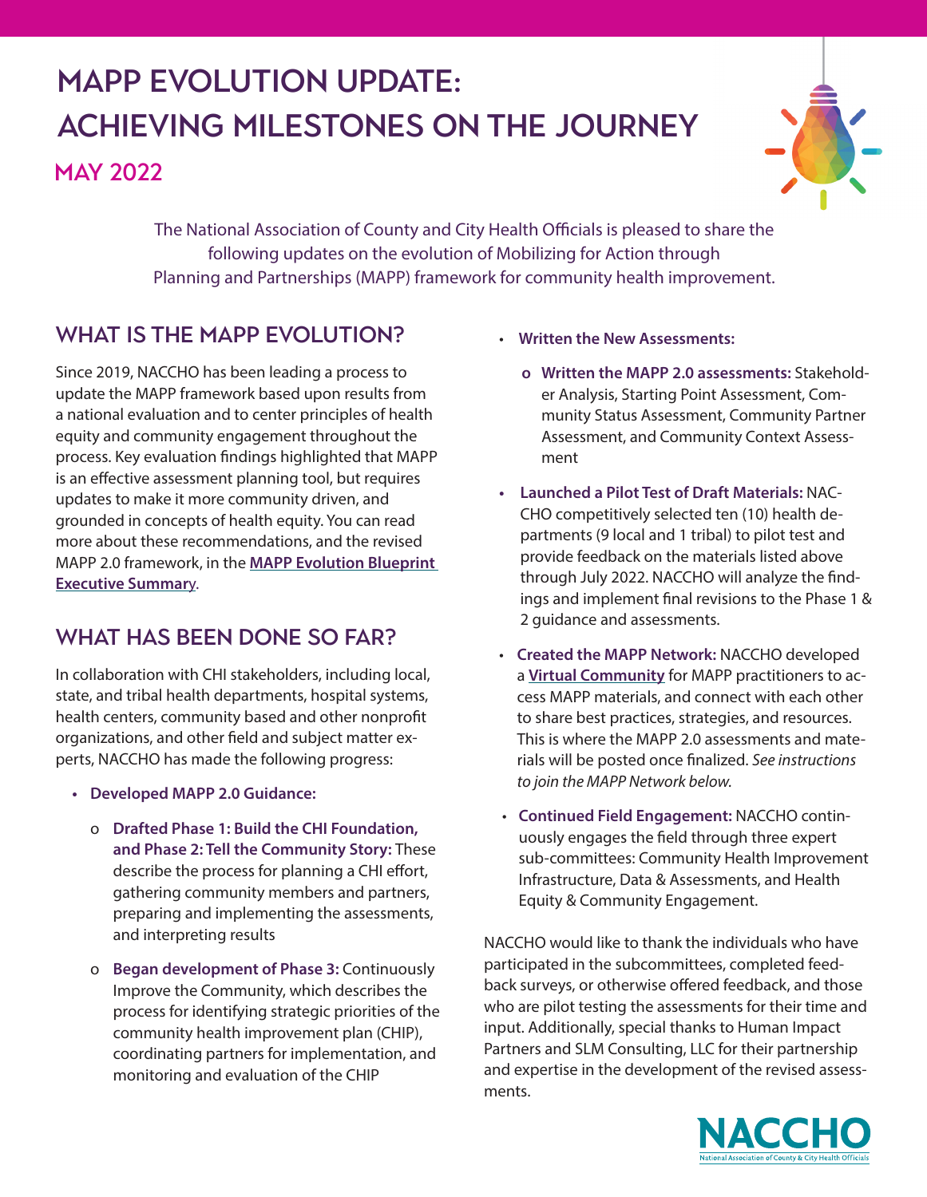# MAPP EVOLUTION UPDATE: ACHIEVING MILESTONES ON THE JOURNEY

## MAY 2022

The National Association of County and City Health Officials is pleased to share the following updates on the evolution of Mobilizing for Action through Planning and Partnerships (MAPP) framework for community health improvement.

## WHAT IS THE MAPP EVOLUTION?

Since 2019, NACCHO has been leading a process to update the MAPP framework based upon results from a national evaluation and to center principles of health equity and community engagement throughout the process. Key evaluation findings highlighted that MAPP is an effective assessment planning tool, but requires updates to make it more community driven, and grounded in concepts of health equity. You can read more about these recommendations, and the revised MAPP 2.0 framework, in the **MAPP Evolution Blueprint Executive Summary**.

## WHAT HAS BEEN DONE SO FAR?

In collaboration with CHI stakeholders, including local, state, and tribal health departments, hospital systems, health centers, community based and other nonprofit organizations, and other field and subject matter experts, NACCHO has made the following progress:

- **Developed MAPP 2.0 Guidance:**
  - **Drafted Phase 1: Build the CHI Foundation, and Phase 2: Tell the Community Story:** These describe the process for planning a CHI effort, gathering community members and partners, preparing and implementing the assessments, and interpreting results
  - **Began development of Phase 3:** Continuously Improve the Community, which describes the process for identifying strategic priorities of the community health improvement plan (CHIP), coordinating partners for implementation, and monitoring and evaluation of the CHIP
- **Written the New Assessments:**
  - **Written the MAPP 2.0 assessments:** Stakeholder Analysis, Starting Point Assessment, Community Status Assessment, Community Partner Assessment, and Community Context Assessment
- **Launched a Pilot Test of Draft Materials:** NACCHO competitively selected ten (10) health departments (9 local and 1 tribal) to pilot test and provide feedback on the materials listed above through July 2022. NACCHO will analyze the findings and implement final revisions to the Phase 1 & 2 guidance and assessments.
- **Created the MAPP Network:** NACCHO developed a **Virtual Community** for MAPP practitioners to access MAPP materials, and connect with each other to share best practices, strategies, and resources. This is where the MAPP 2.0 assessments and materials will be posted once finalized. *See instructions to join the MAPP Network below.*
- **Continued Field Engagement:** NACCHO continuously engages the field through three expert sub-committees: Community Health Improvement Infrastructure, Data & Assessments, and Health Equity & Community Engagement.

NACCHO would like to thank the individuals who have participated in the subcommittees, completed feedback surveys, or otherwise offered feedback, and those who are pilot testing the assessments for their time and input. Additionally, special thanks to Human Impact Partners and SLM Consulting, LLC for their partnership and expertise in the development of the revised assessments.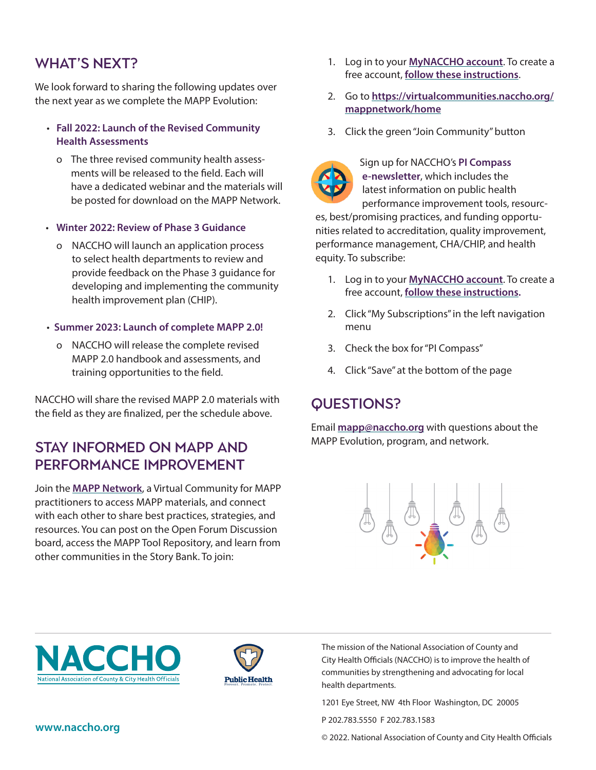## WHAT'S NEXT?

We look forward to sharing the following updates over the next year as we complete the MAPP Evolution:

- **Fall 2022: Launch of the Revised Community Health Assessments**
  - The three revised community health assessments will be released to the field. Each will have a dedicated webinar and the materials will be posted for download on the MAPP Network.
- **Winter 2022: Review of Phase 3 Guidance**
  - NACCHO will launch an application process to select health departments to review and provide feedback on the Phase 3 guidance for developing and implementing the community health improvement plan (CHIP).
- **Summer 2023: Launch of complete MAPP 2.0!**
  - NACCHO will release the complete revised MAPP 2.0 handbook and assessments, and training opportunities to the field.

NACCHO will share the revised MAPP 2.0 materials with the field as they are finalized, per the schedule above.

## STAY INFORMED ON MAPP AND PERFORMANCE IMPROVEMENT

Join the **MAPP Network**, a Virtual Community for MAPP practitioners to access MAPP materials, and connect with each other to share best practices, strategies, and resources. You can post on the Open Forum Discussion board, access the MAPP Tool Repository, and learn from other communities in the Story Bank. To join:

1. Log in to your **MyNACCHO account**. To create a free account, **follow these instructions**.
2. Go to **https://virtualcommunities.naccho.org/mappnetwork/home**
3. Click the green "Join Community" button

Sign up for NACCHO's **PI Compass e-newsletter**, which includes the latest information on public health performance improvement tools, resources, best/promising practices, and funding opportunities related to accreditation, quality improvement, performance management, CHA/CHIP, and health equity. To subscribe:

1. Log in to your **MyNACCHO account**. To create a free account, **follow these instructions.**
2. Click "My Subscriptions" in the left navigation menu
3. Check the box for "PI Compass"
4. Click "Save" at the bottom of the page

## QUESTIONS?

Email **mapp@naccho.org** with questions about the MAPP Evolution, program, and network.

NACCHO
National Association of County & City Health Officials

Public Health
Prevent. Promote. Protect.

www.naccho.org

The mission of the National Association of County and City Health Officials (NACCHO) is to improve the health of communities by strengthening and advocating for local health departments.

1201 Eye Street, NW 4th Floor Washington, DC 20005

P 202.783.5550 F 202.783.1583

© 2022. National Association of County and City Health Officials